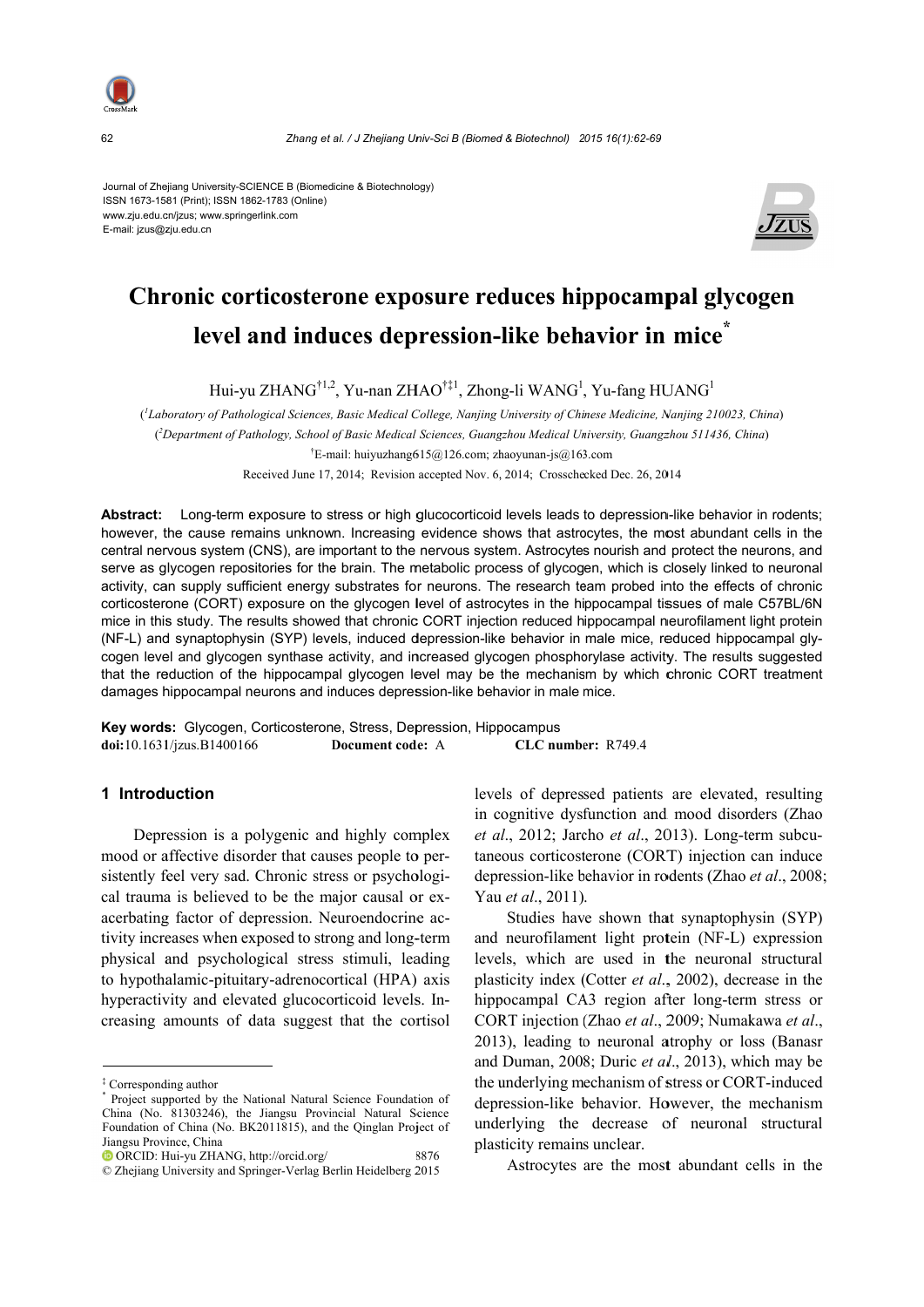Journal of Zhejiang University-SCIENCE B (Biomedicine & Biotechnology)
ISSN 1673-1581 (Print); ISSN 1862-1783 (Online)
www.zju.edu.cn/jzus; www.springerlink.com
E-mail: jzus@zju.edu.cn

# Chronic corticosterone exposure reduces hippocampal glycogen level and induces depression-like behavior in mice[*]

Hui-yu ZHANG[†1,2], Yu-nan ZHAO[†‡1], Zhong-li WANG[1], Yu-fang HUANG[1]

([1]*Laboratory of Pathological Sciences, Basic Medical College, Nanjing University of Chinese Medicine, Nanjing 210023, China*)

([2]*Department of Pathology, School of Basic Medical Sciences, Guangzhou Medical University, Guangzhou 511436, China*)

[†]E-mail: huiyuzhang615@126.com; zhaoyunan-js@163.com

Received June 17, 2014; Revision accepted Nov. 6, 2014; Crosschecked Dec. 26, 2014

**Abstract:** Long-term exposure to stress or high glucocorticoid levels leads to depression-like behavior in rodents; however, the cause remains unknown. Increasing evidence shows that astrocytes, the most abundant cells in the central nervous system (CNS), are important to the nervous system. Astrocytes nourish and protect the neurons, and serve as glycogen repositories for the brain. The metabolic process of glycogen, which is closely linked to neuronal activity, can supply sufficient energy substrates for neurons. The research team probed into the effects of chronic corticosterone (CORT) exposure on the glycogen level of astrocytes in the hippocampal tissues of male C57BL/6N mice in this study. The results showed that chronic CORT injection reduced hippocampal neurofilament light protein (NF-L) and synaptophysin (SYP) levels, induced depression-like behavior in male mice, reduced hippocampal glycogen level and glycogen synthase activity, and increased glycogen phosphorylase activity. The results suggested that the reduction of the hippocampal glycogen level may be the mechanism by which chronic CORT treatment damages hippocampal neurons and induces depression-like behavior in male mice.

**Key words:** Glycogen, Corticosterone, Stress, Depression, Hippocampus
**doi:**10.1631/jzus.B1400166 **Document code:** A **CLC number:** R749.4

## 1 Introduction

Depression is a polygenic and highly complex mood or affective disorder that causes people to persistently feel very sad. Chronic stress or psychological trauma is believed to be the major causal or exacerbating factor of depression. Neuroendocrine activity increases when exposed to strong and long-term physical and psychological stress stimuli, leading to hypothalamic-pituitary-adrenocortical (HPA) axis hyperactivity and elevated glucocorticoid levels. Increasing amounts of data suggest that the cortisol levels of depressed patients are elevated, resulting in cognitive dysfunction and mood disorders (Zhao *et al*., 2012; Jarcho *et al*., 2013). Long-term subcutaneous corticosterone (CORT) injection can induce depression-like behavior in rodents (Zhao *et al*., 2008; Yau *et al*., 2011).

Studies have shown that synaptophysin (SYP) and neurofilament light protein (NF-L) expression levels, which are used in the neuronal structural plasticity index (Cotter *et al*., 2002), decrease in the hippocampal CA3 region after long-term stress or CORT injection (Zhao *et al*., 2009; Numakawa *et al*., 2013), leading to neuronal atrophy or loss (Banasr and Duman, 2008; Duric *et al*., 2013), which may be the underlying mechanism of stress or CORT-induced depression-like behavior. However, the mechanism underlying the decrease of neuronal structural plasticity remains unclear.

Astrocytes are the most abundant cells in the

---

[‡] Corresponding author

[*] Project supported by the National Natural Science Foundation of China (No. 81303246), the Jiangsu Provincial Natural Science Foundation of China (No. BK2011815), and the Qinglan Project of Jiangsu Province, China

ORCID: Hui-yu ZHANG, http://orcid.org/ 8876

© Zhejiang University and Springer-Verlag Berlin Heidelberg 2015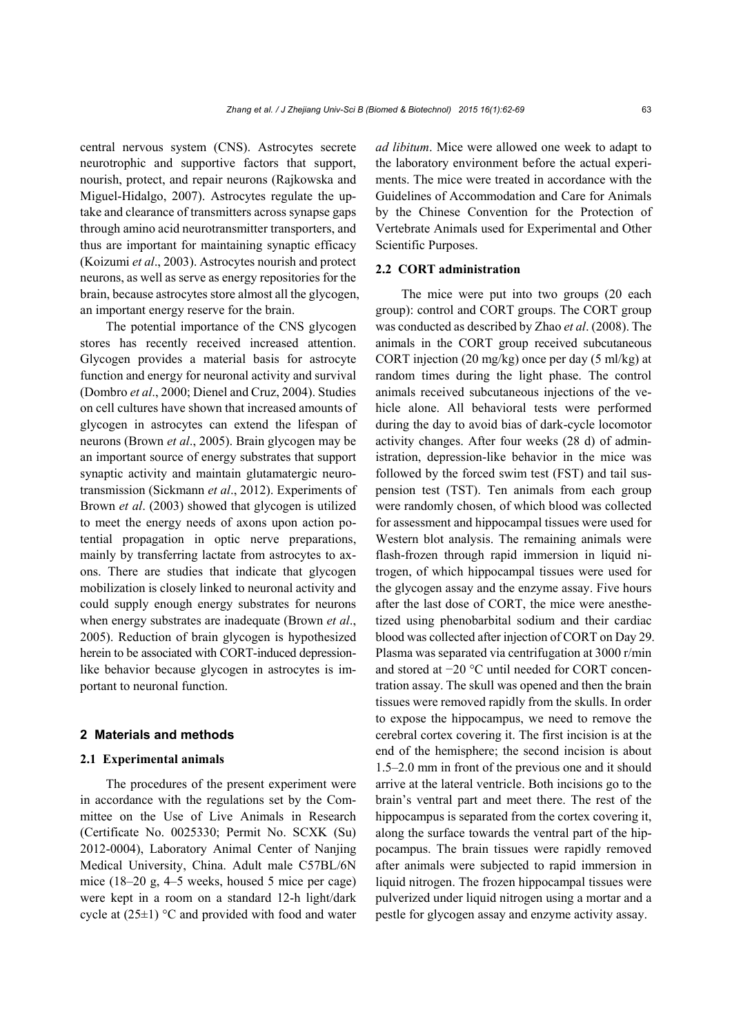central nervous system (CNS). Astrocytes secrete neurotrophic and supportive factors that support, nourish, protect, and repair neurons (Rajkowska and Miguel-Hidalgo, 2007). Astrocytes regulate the uptake and clearance of transmitters across synapse gaps through amino acid neurotransmitter transporters, and thus are important for maintaining synaptic efficacy (Koizumi *et al*., 2003). Astrocytes nourish and protect neurons, as well as serve as energy repositories for the brain, because astrocytes store almost all the glycogen, an important energy reserve for the brain.

The potential importance of the CNS glycogen stores has recently received increased attention. Glycogen provides a material basis for astrocyte function and energy for neuronal activity and survival (Dombro *et al*., 2000; Dienel and Cruz, 2004). Studies on cell cultures have shown that increased amounts of glycogen in astrocytes can extend the lifespan of neurons (Brown *et al*., 2005). Brain glycogen may be an important source of energy substrates that support synaptic activity and maintain glutamatergic neurotransmission (Sickmann *et al*., 2012). Experiments of Brown *et al*. (2003) showed that glycogen is utilized to meet the energy needs of axons upon action potential propagation in optic nerve preparations, mainly by transferring lactate from astrocytes to axons. There are studies that indicate that glycogen mobilization is closely linked to neuronal activity and could supply enough energy substrates for neurons when energy substrates are inadequate (Brown *et al*., 2005). Reduction of brain glycogen is hypothesized herein to be associated with CORT-induced depression-like behavior because glycogen in astrocytes is important to neuronal function.

## 2 Materials and methods

### 2.1 Experimental animals

The procedures of the present experiment were in accordance with the regulations set by the Committee on the Use of Live Animals in Research (Certificate No. 0025330; Permit No. SCXK (Su) 2012-0004), Laboratory Animal Center of Nanjing Medical University, China. Adult male C57BL/6N mice (18–20 g, 4–5 weeks, housed 5 mice per cage) were kept in a room on a standard 12-h light/dark cycle at (25±1) °C and provided with food and water *ad libitum*. Mice were allowed one week to adapt to the laboratory environment before the actual experiments. The mice were treated in accordance with the Guidelines of Accommodation and Care for Animals by the Chinese Convention for the Protection of Vertebrate Animals used for Experimental and Other Scientific Purposes.

### 2.2 CORT administration

The mice were put into two groups (20 each group): control and CORT groups. The CORT group was conducted as described by Zhao *et al*. (2008). The animals in the CORT group received subcutaneous CORT injection (20 mg/kg) once per day (5 ml/kg) at random times during the light phase. The control animals received subcutaneous injections of the vehicle alone. All behavioral tests were performed during the day to avoid bias of dark-cycle locomotor activity changes. After four weeks (28 d) of administration, depression-like behavior in the mice was followed by the forced swim test (FST) and tail suspension test (TST). Ten animals from each group were randomly chosen, of which blood was collected for assessment and hippocampal tissues were used for Western blot analysis. The remaining animals were flash-frozen through rapid immersion in liquid nitrogen, of which hippocampal tissues were used for the glycogen assay and the enzyme assay. Five hours after the last dose of CORT, the mice were anesthetized using phenobarbital sodium and their cardiac blood was collected after injection of CORT on Day 29. Plasma was separated via centrifugation at 3000 r/min and stored at −20 °C until needed for CORT concentration assay. The skull was opened and then the brain tissues were removed rapidly from the skulls. In order to expose the hippocampus, we need to remove the cerebral cortex covering it. The first incision is at the end of the hemisphere; the second incision is about 1.5–2.0 mm in front of the previous one and it should arrive at the lateral ventricle. Both incisions go to the brain's ventral part and meet there. The rest of the hippocampus is separated from the cortex covering it, along the surface towards the ventral part of the hippocampus. The brain tissues were rapidly removed after animals were subjected to rapid immersion in liquid nitrogen. The frozen hippocampal tissues were pulverized under liquid nitrogen using a mortar and a pestle for glycogen assay and enzyme activity assay.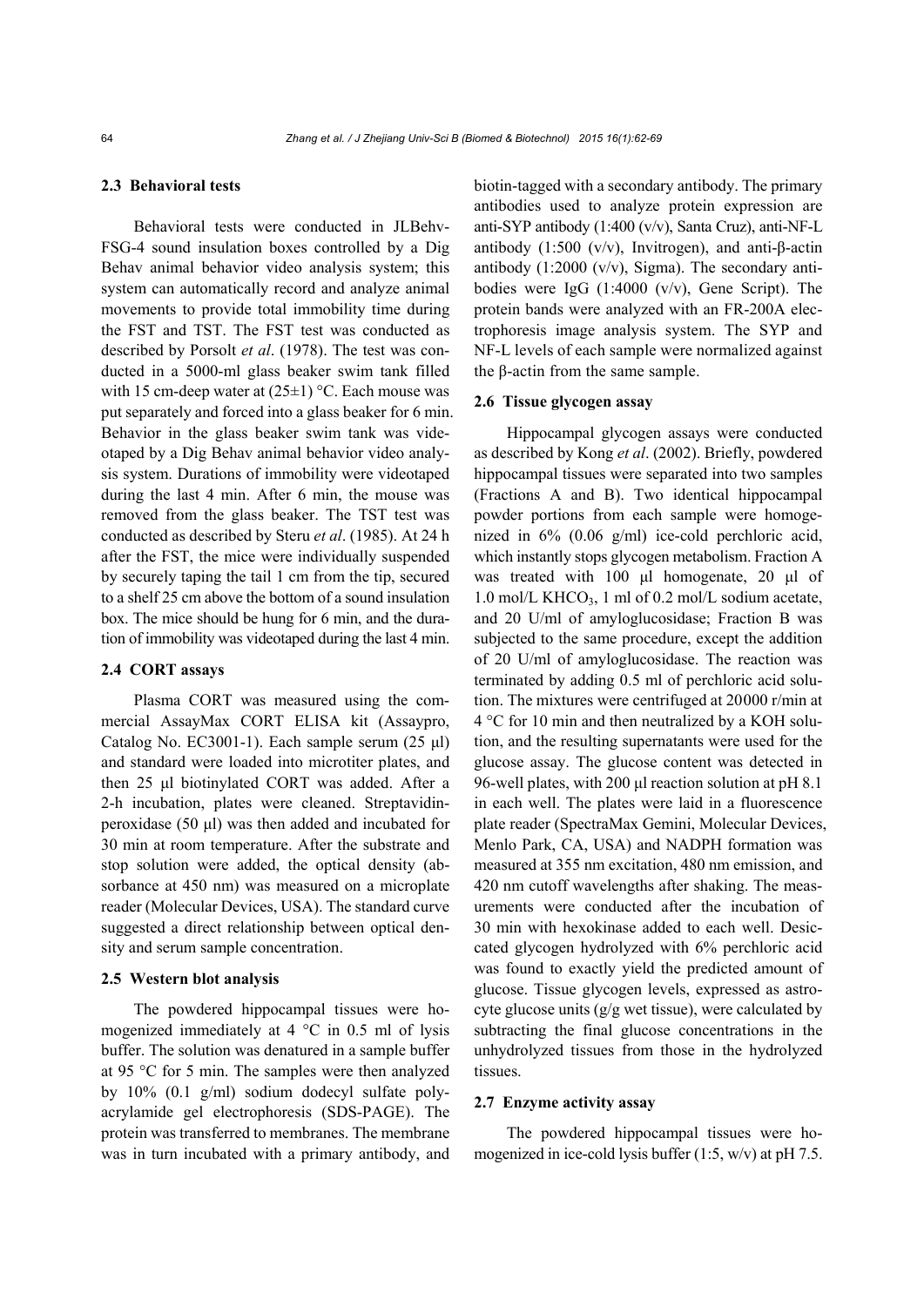### 2.3 Behavioral tests

Behavioral tests were conducted in JLBehv-FSG-4 sound insulation boxes controlled by a Dig Behav animal behavior video analysis system; this system can automatically record and analyze animal movements to provide total immobility time during the FST and TST. The FST test was conducted as described by Porsolt *et al*. (1978). The test was conducted in a 5000-ml glass beaker swim tank filled with 15 cm-deep water at (25±1) °C. Each mouse was put separately and forced into a glass beaker for 6 min. Behavior in the glass beaker swim tank was videotaped by a Dig Behav animal behavior video analysis system. Durations of immobility were videotaped during the last 4 min. After 6 min, the mouse was removed from the glass beaker. The TST test was conducted as described by Steru *et al*. (1985). At 24 h after the FST, the mice were individually suspended by securely taping the tail 1 cm from the tip, secured to a shelf 25 cm above the bottom of a sound insulation box. The mice should be hung for 6 min, and the duration of immobility was videotaped during the last 4 min.

### 2.4 CORT assays

Plasma CORT was measured using the commercial AssayMax CORT ELISA kit (Assaypro, Catalog No. EC3001-1). Each sample serum (25 μl) and standard were loaded into microtiter plates, and then 25 μl biotinylated CORT was added. After a 2-h incubation, plates were cleaned. Streptavidin-peroxidase (50 μl) was then added and incubated for 30 min at room temperature. After the substrate and stop solution were added, the optical density (absorbance at 450 nm) was measured on a microplate reader (Molecular Devices, USA). The standard curve suggested a direct relationship between optical density and serum sample concentration.

### 2.5 Western blot analysis

The powdered hippocampal tissues were homogenized immediately at 4 °C in 0.5 ml of lysis buffer. The solution was denatured in a sample buffer at 95 °C for 5 min. The samples were then analyzed by 10% (0.1 g/ml) sodium dodecyl sulfate polyacrylamide gel electrophoresis (SDS-PAGE). The protein was transferred to membranes. The membrane was in turn incubated with a primary antibody, and biotin-tagged with a secondary antibody. The primary antibodies used to analyze protein expression are anti-SYP antibody (1:400 (v/v), Santa Cruz), anti-NF-L antibody (1:500 (v/v), Invitrogen), and anti-β-actin antibody (1:2000 (v/v), Sigma). The secondary antibodies were IgG (1:4000 (v/v), Gene Script). The protein bands were analyzed with an FR-200A electrophoresis image analysis system. The SYP and NF-L levels of each sample were normalized against the β-actin from the same sample.

### 2.6 Tissue glycogen assay

Hippocampal glycogen assays were conducted as described by Kong *et al*. (2002). Briefly, powdered hippocampal tissues were separated into two samples (Fractions A and B). Two identical hippocampal powder portions from each sample were homogenized in 6% (0.06 g/ml) ice-cold perchloric acid, which instantly stops glycogen metabolism. Fraction A was treated with 100 μl homogenate, 20 μl of 1.0 mol/L $KHCO_3$, 1 ml of 0.2 mol/L sodium acetate, and 20 U/ml of amyloglucosidase; Fraction B was subjected to the same procedure, except the addition of 20 U/ml of amyloglucosidase. The reaction was terminated by adding 0.5 ml of perchloric acid solution. The mixtures were centrifuged at 20000 r/min at 4 °C for 10 min and then neutralized by a KOH solution, and the resulting supernatants were used for the glucose assay. The glucose content was detected in 96-well plates, with 200 μl reaction solution at pH 8.1 in each well. The plates were laid in a fluorescence plate reader (SpectraMax Gemini, Molecular Devices, Menlo Park, CA, USA) and NADPH formation was measured at 355 nm excitation, 480 nm emission, and 420 nm cutoff wavelengths after shaking. The measurements were conducted after the incubation of 30 min with hexokinase added to each well. Desiccated glycogen hydrolyzed with 6% perchloric acid was found to exactly yield the predicted amount of glucose. Tissue glycogen levels, expressed as astrocyte glucose units (g/g wet tissue), were calculated by subtracting the final glucose concentrations in the unhydrolyzed tissues from those in the hydrolyzed tissues.

### 2.7 Enzyme activity assay

The powdered hippocampal tissues were homogenized in ice-cold lysis buffer (1:5, w/v) at pH 7.5.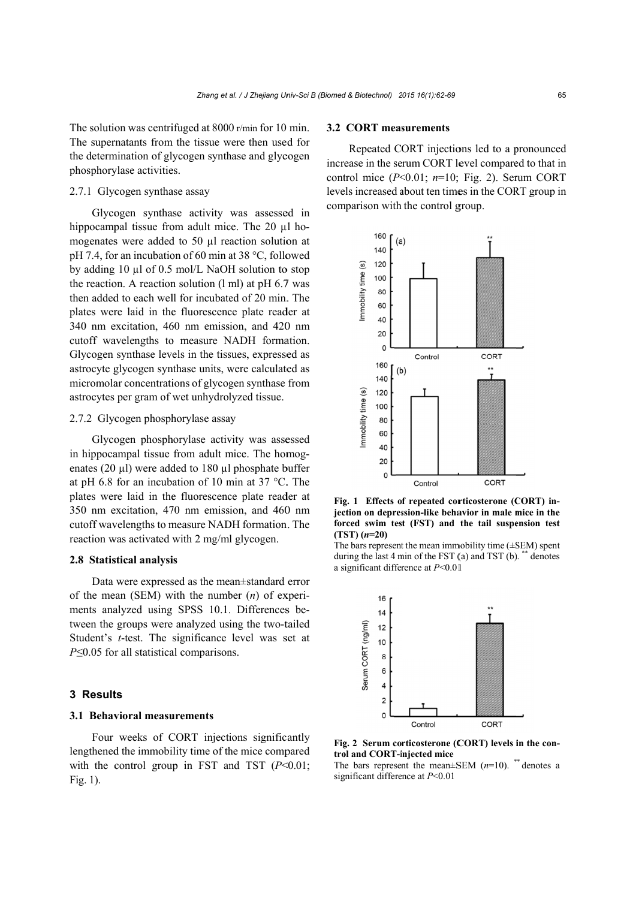The solution was centrifuged at 8000 r/min for 10 min. The supernatants from the tissue were then used for the determination of glycogen synthase and glycogen phosphorylase activities.

#### 2.7.1 Glycogen synthase assay

Glycogen synthase activity was assessed in hippocampal tissue from adult mice. The 20 μl homogenates were added to 50 μl reaction solution at pH 7.4, for an incubation of 60 min at 38 °C, followed by adding 10 μl of 0.5 mol/L NaOH solution to stop the reaction. A reaction solution (l ml) at pH 6.7 was then added to each well for incubated of 20 min. The plates were laid in the fluorescence plate reader at 340 nm excitation, 460 nm emission, and 420 nm cutoff wavelengths to measure NADH formation. Glycogen synthase levels in the tissues, expressed as astrocyte glycogen synthase units, were calculated as micromolar concentrations of glycogen synthase from astrocytes per gram of wet unhydrolyzed tissue.

#### 2.7.2 Glycogen phosphorylase assay

Glycogen phosphorylase activity was assessed in hippocampal tissue from adult mice. The homogenates (20 μl) were added to 180 μl phosphate buffer at pH 6.8 for an incubation of 10 min at 37 °C. The plates were laid in the fluorescence plate reader at 350 nm excitation, 470 nm emission, and 460 nm cutoff wavelengths to measure NADH formation. The reaction was activated with 2 mg/ml glycogen.

### 2.8 Statistical analysis

Data were expressed as the mean±standard error of the mean (SEM) with the number ($n$) of experiments analyzed using SPSS 10.1. Differences between the groups were analyzed using the two-tailed Student's $t$-test. The significance level was set at $P \leq 0.05$ for all statistical comparisons.

## 3 Results

### 3.1 Behavioral measurements

Four weeks of CORT injections significantly lengthened the immobility time of the mice compared with the control group in FST and TST ($P<0.01$; Fig. 1).

### 3.2 CORT measurements

Repeated CORT injections led to a pronounced increase in the serum CORT level compared to that in control mice ($P<0.01$; $n=10$; Fig. 2). Serum CORT levels increased about ten times in the CORT group in comparison with the control group.

**Fig. 1 Effects of repeated corticosterone (CORT) injection on depression-like behavior in male mice in the forced swim test (FST) and the tail suspension test (TST) ($n$=20)**

The bars represent the mean immobility time (±SEM) spent during the last 4 min of the FST (a) and TST (b). ** denotes a significant difference at $P<0.01$

**Fig. 2 Serum corticosterone (CORT) levels in the control and CORT-injected mice**

The bars represent the mean±SEM ($n$=10). ** denotes a significant difference at $P<0.01$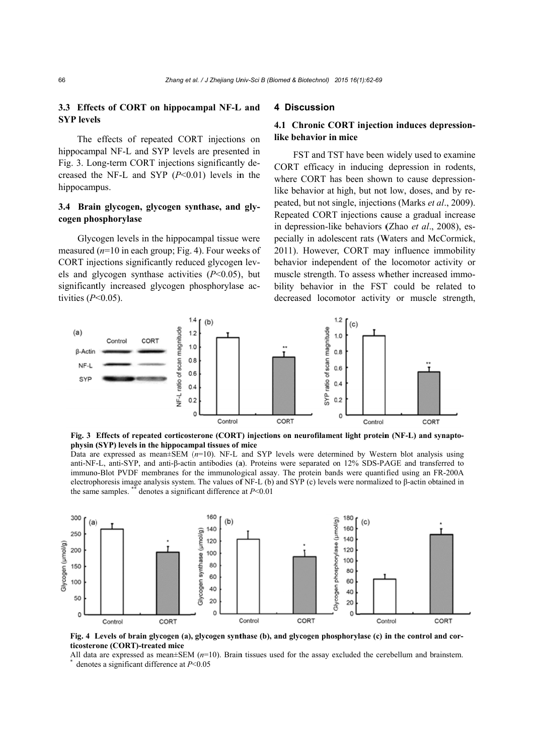### 3.3 Effects of CORT on hippocampal NF-L and SYP levels

The effects of repeated CORT injections on hippocampal NF-L and SYP levels are presented in Fig. 3. Long-term CORT injections significantly decreased the NF-L and SYP ($P$<0.01) levels in the hippocampus.

### 3.4 Brain glycogen, glycogen synthase, and glycogen phosphorylase

Glycogen levels in the hippocampal tissue were measured ($n$=10 in each group; Fig. 4). Four weeks of CORT injections significantly reduced glycogen levels and glycogen synthase activities ($P$<0.05), but significantly increased glycogen phosphorylase activities ($P$<0.05).

## 4 Discussion

### 4.1 Chronic CORT injection induces depression-like behavior in mice

FST and TST have been widely used to examine CORT efficacy in inducing depression in rodents, where CORT has been shown to cause depression-like behavior at high, but not low, doses, and by repeated, but not single, injections (Marks *et al*., 2009). Repeated CORT injections cause a gradual increase in depression-like behaviors (Zhao *et al*., 2008), especially in adolescent rats (Waters and McCormick, 2011). However, CORT may influence immobility behavior independent of the locomotor activity or muscle strength. To assess whether increased immobility behavior in the FST could be related to decreased locomotor activity or muscle strength,

**Fig. 3 Effects of repeated corticosterone (CORT) injections on neurofilament light protein (NF-L) and synaptophysin (SYP) levels in the hippocampal tissues of mice**

Data are expressed as mean±SEM ($n$=10). NF-L and SYP levels were determined by Western blot analysis using anti-NF-L, anti-SYP, and anti-β-actin antibodies (**a**). Proteins were separated on 12% SDS-PAGE and transferred to immuno-Blot PVDF membranes for the immunological assay. The protein bands were quantified using an FR-200A electrophoresis image analysis system. The values of NF-L (b) and SYP (c) levels were normalized to β-actin obtained in the same samples. ** denotes a significant difference at $P$<0.01

**Fig. 4 Levels of brain glycogen (a), glycogen synthase (b), and glycogen phosphorylase (c) in the control and corticosterone (CORT)-treated mice**

All data are expressed as mean±SEM ($n$=10). Brain tissues used for the assay excluded the cerebellum and brainstem. * denotes a significant difference at $P$<0.05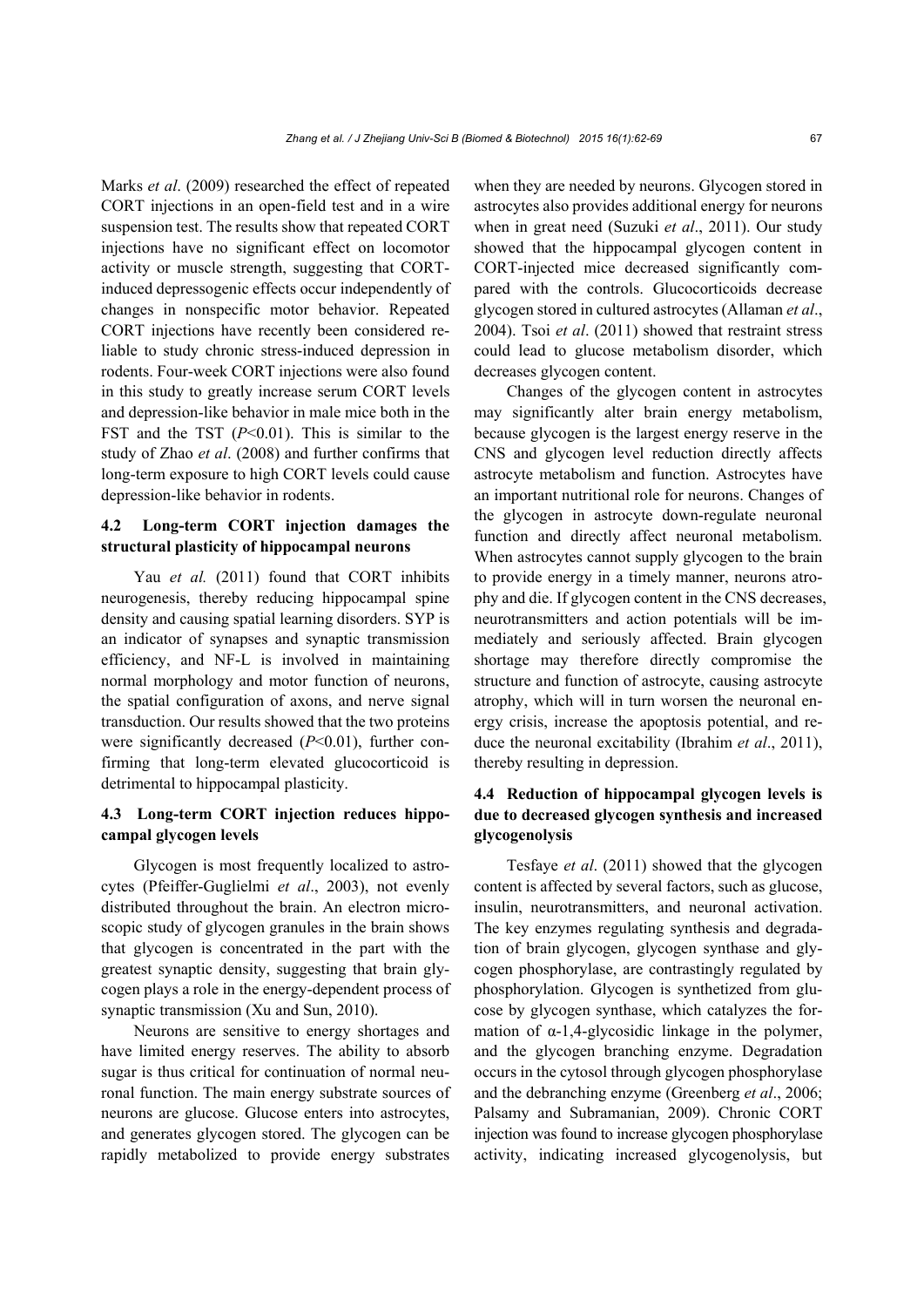Marks *et al*. (2009) researched the effect of repeated CORT injections in an open-field test and in a wire suspension test. The results show that repeated CORT injections have no significant effect on locomotor activity or muscle strength, suggesting that CORT-induced depressogenic effects occur independently of changes in nonspecific motor behavior. Repeated CORT injections have recently been considered reliable to study chronic stress-induced depression in rodents. Four-week CORT injections were also found in this study to greatly increase serum CORT levels and depression-like behavior in male mice both in the FST and the TST ($P<0.01$). This is similar to the study of Zhao *et al*. (2008) and further confirms that long-term exposure to high CORT levels could cause depression-like behavior in rodents.

### 4.2 Long-term CORT injection damages the structural plasticity of hippocampal neurons

Yau *et al.* (2011) found that CORT inhibits neurogenesis, thereby reducing hippocampal spine density and causing spatial learning disorders. SYP is an indicator of synapses and synaptic transmission efficiency, and NF-L is involved in maintaining normal morphology and motor function of neurons, the spatial configuration of axons, and nerve signal transduction. Our results showed that the two proteins were significantly decreased ($P<0.01$), further confirming that long-term elevated glucocorticoid is detrimental to hippocampal plasticity.

### 4.3 Long-term CORT injection reduces hippocampal glycogen levels

Glycogen is most frequently localized to astrocytes (Pfeiffer-Guglielmi *et al*., 2003), not evenly distributed throughout the brain. An electron microscopic study of glycogen granules in the brain shows that glycogen is concentrated in the part with the greatest synaptic density, suggesting that brain glycogen plays a role in the energy-dependent process of synaptic transmission (Xu and Sun, 2010).

Neurons are sensitive to energy shortages and have limited energy reserves. The ability to absorb sugar is thus critical for continuation of normal neuronal function. The main energy substrate sources of neurons are glucose. Glucose enters into astrocytes, and generates glycogen stored. The glycogen can be rapidly metabolized to provide energy substrates when they are needed by neurons. Glycogen stored in astrocytes also provides additional energy for neurons when in great need (Suzuki *et al*., 2011). Our study showed that the hippocampal glycogen content in CORT-injected mice decreased significantly compared with the controls. Glucocorticoids decrease glycogen stored in cultured astrocytes (Allaman *et al*., 2004). Tsoi *et al*. (2011) showed that restraint stress could lead to glucose metabolism disorder, which decreases glycogen content.

Changes of the glycogen content in astrocytes may significantly alter brain energy metabolism, because glycogen is the largest energy reserve in the CNS and glycogen level reduction directly affects astrocyte metabolism and function. Astrocytes have an important nutritional role for neurons. Changes of the glycogen in astrocyte down-regulate neuronal function and directly affect neuronal metabolism. When astrocytes cannot supply glycogen to the brain to provide energy in a timely manner, neurons atrophy and die. If glycogen content in the CNS decreases, neurotransmitters and action potentials will be immediately and seriously affected. Brain glycogen shortage may therefore directly compromise the structure and function of astrocyte, causing astrocyte atrophy, which will in turn worsen the neuronal energy crisis, increase the apoptosis potential, and reduce the neuronal excitability (Ibrahim *et al*., 2011), thereby resulting in depression.

### 4.4 Reduction of hippocampal glycogen levels is due to decreased glycogen synthesis and increased glycogenolysis

Tesfaye *et al*. (2011) showed that the glycogen content is affected by several factors, such as glucose, insulin, neurotransmitters, and neuronal activation. The key enzymes regulating synthesis and degradation of brain glycogen, glycogen synthase and glycogen phosphorylase, are contrastingly regulated by phosphorylation. Glycogen is synthetized from glucose by glycogen synthase, which catalyzes the formation of α-1,4-glycosidic linkage in the polymer, and the glycogen branching enzyme. Degradation occurs in the cytosol through glycogen phosphorylase and the debranching enzyme (Greenberg *et al*., 2006; Palsamy and Subramanian, 2009). Chronic CORT injection was found to increase glycogen phosphorylase activity, indicating increased glycogenolysis, but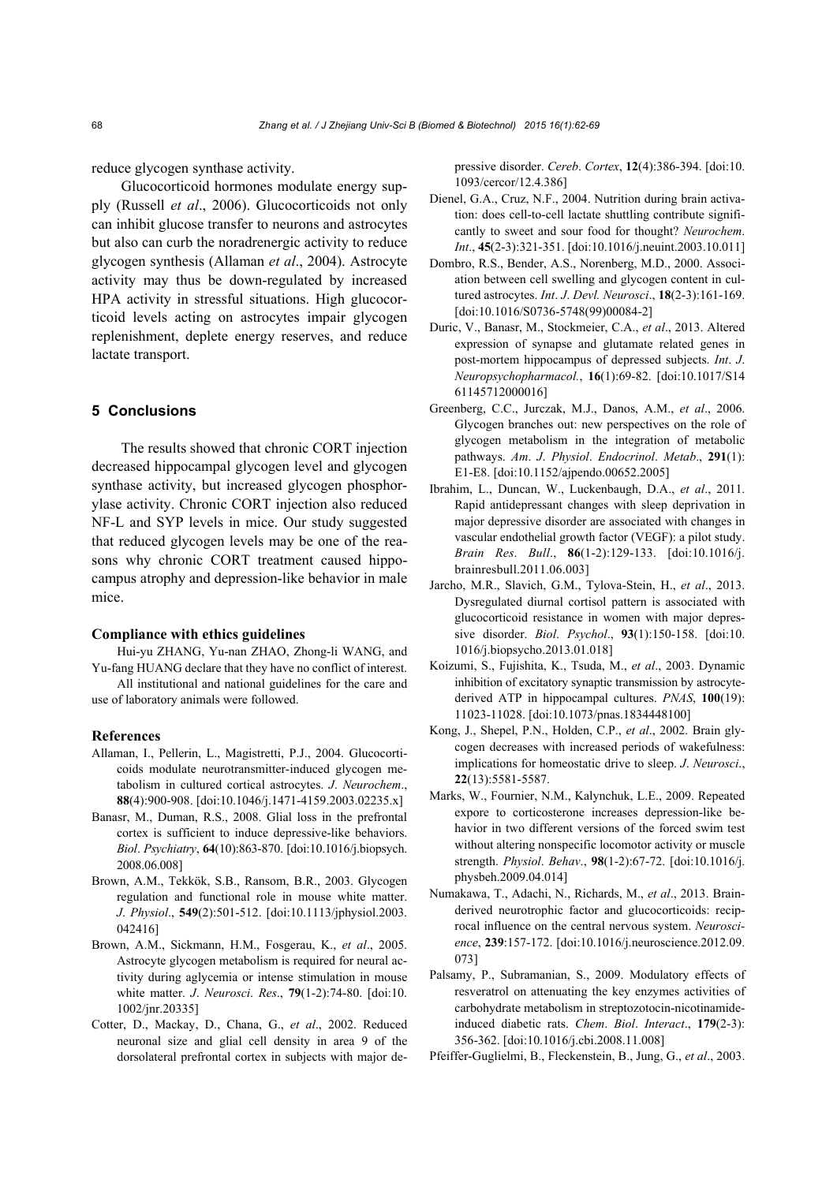reduce glycogen synthase activity.

Glucocorticoid hormones modulate energy supply (Russell *et al*., 2006). Glucocorticoids not only can inhibit glucose transfer to neurons and astrocytes but also can curb the noradrenergic activity to reduce glycogen synthesis (Allaman *et al*., 2004). Astrocyte activity may thus be down-regulated by increased HPA activity in stressful situations. High glucocorticoid levels acting on astrocytes impair glycogen replenishment, deplete energy reserves, and reduce lactate transport.

## 5 Conclusions

The results showed that chronic CORT injection decreased hippocampal glycogen level and glycogen synthase activity, but increased glycogen phosphorylase activity. Chronic CORT injection also reduced NF-L and SYP levels in mice. Our study suggested that reduced glycogen levels may be one of the reasons why chronic CORT treatment caused hippocampus atrophy and depression-like behavior in male mice.

### Compliance with ethics guidelines

Hui-yu ZHANG, Yu-nan ZHAO, Zhong-li WANG, and Yu-fang HUANG declare that they have no conflict of interest.

All institutional and national guidelines for the care and use of laboratory animals were followed.

### References

Allaman, I., Pellerin, L., Magistretti, P.J., 2004. Glucocorticoids modulate neurotransmitter-induced glycogen metabolism in cultured cortical astrocytes. *J*. *Neurochem*., **88**(4):900-908. [doi:10.1046/j.1471-4159.2003.02235.x]

Banasr, M., Duman, R.S., 2008. Glial loss in the prefrontal cortex is sufficient to induce depressive-like behaviors. *Biol*. *Psychiatry*, **64**(10):863-870. [doi:10.1016/j.biopsych.2008.06.008]

Brown, A.M., Tekkök, S.B., Ransom, B.R., 2003. Glycogen regulation and functional role in mouse white matter. *J*. *Physiol*., **549**(2):501-512. [doi:10.1113/jphysiol.2003.042416]

Brown, A.M., Sickmann, H.M., Fosgerau, K., *et al*., 2005. Astrocyte glycogen metabolism is required for neural activity during aglycemia or intense stimulation in mouse white matter. *J*. *Neurosci*. *Res*., **79**(1-2):74-80. [doi:10.1002/jnr.20335]

Cotter, D., Mackay, D., Chana, G., *et al*., 2002. Reduced neuronal size and glial cell density in area 9 of the dorsolateral prefrontal cortex in subjects with major depressive disorder. *Cereb*. *Cortex*, **12**(4):386-394. [doi:10.1093/cercor/12.4.386]

Dienel, G.A., Cruz, N.F., 2004. Nutrition during brain activation: does cell-to-cell lactate shuttling contribute significantly to sweet and sour food for thought? *Neurochem*. *Int*., **45**(2-3):321-351. [doi:10.1016/j.neuint.2003.10.011]

Dombro, R.S., Bender, A.S., Norenberg, M.D., 2000. Association between cell swelling and glycogen content in cultured astrocytes. *Int*. *J*. *Devl. Neurosci*., **18**(2-3):161-169. [doi:10.1016/S0736-5748(99)00084-2]

Duric, V., Banasr, M., Stockmeier, C.A., *et al*., 2013. Altered expression of synapse and glutamate related genes in post-mortem hippocampus of depressed subjects. *Int*. *J*. *Neuropsychopharmacol.*, **16**(1):69-82. [doi:10.1017/S1461145712000016]

Greenberg, C.C., Jurczak, M.J., Danos, A.M., *et al*., 2006. Glycogen branches out: new perspectives on the role of glycogen metabolism in the integration of metabolic pathways. *Am*. *J*. *Physiol*. *Endocrinol*. *Metab*., **291**(1): E1-E8. [doi:10.1152/ajpendo.00652.2005]

Ibrahim, L., Duncan, W., Luckenbaugh, D.A., *et al*., 2011. Rapid antidepressant changes with sleep deprivation in major depressive disorder are associated with changes in vascular endothelial growth factor (VEGF): a pilot study. *Brain Res*. *Bull*., **86**(1-2):129-133. [doi:10.1016/j.brainresbull.2011.06.003]

Jarcho, M.R., Slavich, G.M., Tylova-Stein, H., *et al*., 2013. Dysregulated diurnal cortisol pattern is associated with glucocorticoid resistance in women with major depressive disorder. *Biol*. *Psychol*., **93**(1):150-158. [doi:10.1016/j.biopsycho.2013.01.018]

Koizumi, S., Fujishita, K., Tsuda, M., *et al*., 2003. Dynamic inhibition of excitatory synaptic transmission by astrocyte-derived ATP in hippocampal cultures. *PNAS*, **100**(19): 11023-11028. [doi:10.1073/pnas.1834448100]

Kong, J., Shepel, P.N., Holden, C.P., *et al*., 2002. Brain glycogen decreases with increased periods of wakefulness: implications for homeostatic drive to sleep. *J*. *Neurosci*., **22**(13):5581-5587.

Marks, W., Fournier, N.M., Kalynchuk, L.E., 2009. Repeated expore to corticosterone increases depression-like behavior in two different versions of the forced swim test without altering nonspecific locomotor activity or muscle strength. *Physiol*. *Behav*., **98**(1-2):67-72. [doi:10.1016/j.physbeh.2009.04.014]

Numakawa, T., Adachi, N., Richards, M., *et al*., 2013. Brain-derived neurotrophic factor and glucocorticoids: reciprocal influence on the central nervous system. *Neuroscience*, **239**:157-172. [doi:10.1016/j.neuroscience.2012.09.073]

Palsamy, P., Subramanian, S., 2009. Modulatory effects of resveratrol on attenuating the key enzymes activities of carbohydrate metabolism in streptozotocin-nicotinamide-induced diabetic rats. *Chem*. *Biol*. *Interact*., **179**(2-3): 356-362. [doi:10.1016/j.cbi.2008.11.008]

Pfeiffer-Guglielmi, B., Fleckenstein, B., Jung, G., *et al*., 2003.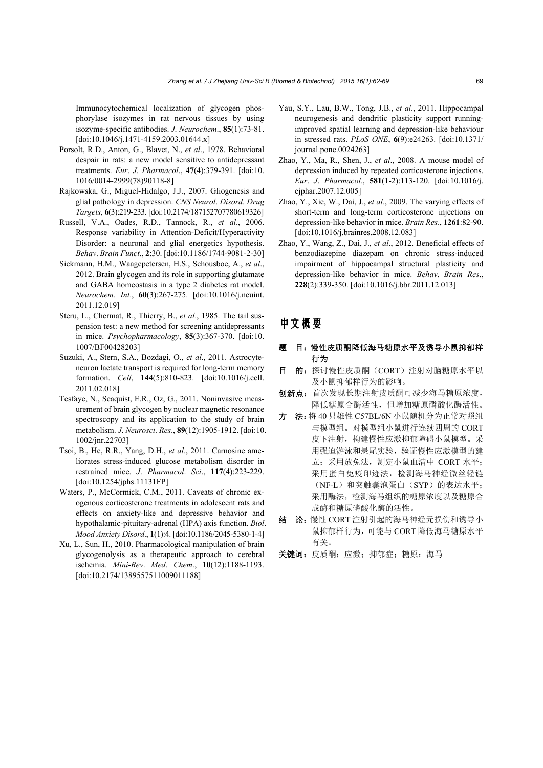Immunocytochemical localization of glycogen phosphorylase isozymes in rat nervous tissues by using isozyme-specific antibodies. *J. Neurochem*., **85**(1):73-81. [doi:10.1046/j.1471-4159.2003.01644.x]

Porsolt, R.D., Anton, G., Blavet, N., *et al*., 1978. Behavioral despair in rats: a new model sensitive to antidepressant treatments. *Eur*. *J*. *Pharmacol*., **47**(4):379-391. [doi:10.1016/0014-2999(78)90118-8]

Rajkowska, G., Miguel-Hidalgo, J.J., 2007. Gliogenesis and glial pathology in depression. *CNS Neurol*. *Disord*. *Drug Targets*, **6**(3):219-233. [doi:10.2174/187152707780619326]

Russell, V.A., Oades, R.D., Tannock, R., *et al*., 2006. Response variability in Attention-Deficit/Hyperactivity Disorder: a neuronal and glial energetics hypothesis. *Behav*. *Brain Funct*., **2**:30. [doi:10.1186/1744-9081-2-30]

Sickmann, H.M., Waagepetersen, H.S., Schousboe, A., *et al*., 2012. Brain glycogen and its role in supporting glutamate and GABA homeostasis in a type 2 diabetes rat model. *Neurochem*. *Int*., **60**(3):267-275. [doi:10.1016/j.neuint.2011.12.019]

Steru, L., Chermat, R., Thierry, B., *et al*., 1985. The tail suspension test: a new method for screening antidepressants in mice. *Psychopharmacology*, **85**(3):367-370. [doi:10.1007/BF00428203]

Suzuki, A., Stern, S.A., Bozdagi, O., *et al*., 2011. Astrocyte-neuron lactate transport is required for long-term memory formation. *Cell*, **144**(5):810-823. [doi:10.1016/j.cell.2011.02.018]

Tesfaye, N., Seaquist, E.R., Oz, G., 2011. Noninvasive measurement of brain glycogen by nuclear magnetic resonance spectroscopy and its application to the study of brain metabolism. *J*. *Neurosci*. *Res*., **89**(12):1905-1912. [doi:10.1002/jnr.22703]

Tsoi, B., He, R.R., Yang, D.H., *et al*., 2011. Carnosine ameliorates stress-induced glucose metabolism disorder in restrained mice. *J*. *Pharmacol*. *Sci*., **117**(4):223-229. [doi:10.1254/jphs.11131FP]

Waters, P., McCormick, C.M., 2011. Caveats of chronic exogenous corticosterone treatments in adolescent rats and effects on anxiety-like and depressive behavior and hypothalamic-pituitary-adrenal (HPA) axis function. *Biol*. *Mood Anxiety Disord*., **1**(1):4. [doi:10.1186/2045-5380-1-4]

Xu, L., Sun, H., 2010. Pharmacological manipulation of brain glycogenolysis as a therapeutic approach to cerebral ischemia. *Mini-Rev*. *Med*. *Chem*., **10**(12):1188-1193. [doi:10.2174/1389557511009011188]

Yau, S.Y., Lau, B.W., Tong, J.B., *et al*., 2011. Hippocampal neurogenesis and dendritic plasticity support running-improved spatial learning and depression-like behaviour in stressed rats. *PLoS ONE*, **6**(9):e24263. [doi:10.1371/journal.pone.0024263]

Zhao, Y., Ma, R., Shen, J., *et al*., 2008. A mouse model of depression induced by repeated corticosterone injections. *Eur*. *J*. *Pharmacol*., **581**(1-2):113-120. [doi:10.1016/j.ejphar.2007.12.005]

Zhao, Y., Xie, W., Dai, J., *et al*., 2009. The varying effects of short-term and long-term corticosterone injections on depression-like behavior in mice. *Brain Res*., **1261**:82-90. [doi:10.1016/j.brainres.2008.12.083]

Zhao, Y., Wang, Z., Dai, J., *et al*., 2012. Beneficial effects of benzodiazepine diazepam on chronic stress-induced impairment of hippocampal structural plasticity and depression-like behavior in mice. *Behav*. *Brain Res*., **228**(2):339-350. [doi:10.1016/j.bbr.2011.12.013]

## 中文概要

**题　目：慢性皮质酮降低海马糖原水平及诱导小鼠抑郁样行为**

**目　的：**探讨慢性皮质酮（CORT）注射对脑糖原水平以及小鼠抑郁样行为的影响。

**创新点：**首次发现长期注射皮质酮可减少海马糖原浓度，降低糖原合酶活性，但增加糖原磷酸化酶活性。

**方　法：**将 40 只雄性 C57BL/6N 小鼠随机分为正常对照组与模型组。对模型组小鼠进行连续四周的 CORT 皮下注射，构建慢性应激抑郁障碍小鼠模型。采用强迫游泳和悬尾实验，验证慢性应激模型的建立；采用放免法，测定小鼠血清中 CORT 水平；采用蛋白免疫印迹法，检测海马神经微丝轻链（NF-L）和突触囊泡蛋白（SYP）的表达水平；采用酶法，检测海马组织的糖原浓度以及糖原合成酶和糖原磷酸化酶的活性。

**结　论：**慢性 CORT 注射引起的海马神经元损伤和诱导小鼠抑郁样行为，可能与 CORT 降低海马糖原水平有关。

**关键词：**皮质酮；应激；抑郁症；糖原；海马